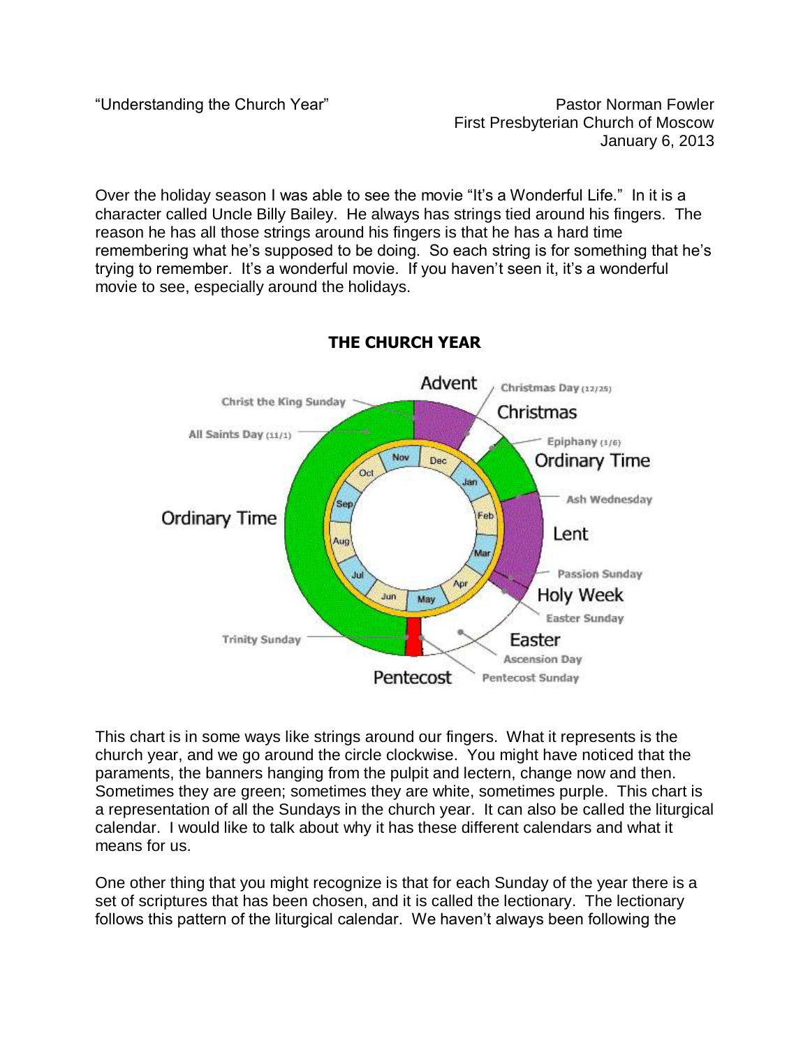"Understanding the Church Year"

Pastor Norman Fowler
First Presbyterian Church of Moscow
January 6, 2013

Over the holiday season I was able to see the movie "It's a Wonderful Life." In it is a character called Uncle Billy Bailey. He always has strings tied around his fingers. The reason he has all those strings around his fingers is that he has a hard time remembering what he's supposed to be doing. So each string is for something that he's trying to remember. It's a wonderful movie. If you haven't seen it, it's a wonderful movie to see, especially around the holidays.

**THE CHURCH YEAR**

Advent · Christmas Day (12/25) · Christmas · Epiphany (1/6) · Ordinary Time · Ash Wednesday · Lent · Passion Sunday · Holy Week · Easter Sunday · Easter · Ascension Day · Pentecost Sunday · Pentecost · Trinity Sunday · Ordinary Time · All Saints Day (11/1) · Christ the King Sunday

This chart is in some ways like strings around our fingers. What it represents is the church year, and we go around the circle clockwise. You might have noticed that the paraments, the banners hanging from the pulpit and lectern, change now and then. Sometimes they are green; sometimes they are white, sometimes purple. This chart is a representation of all the Sundays in the church year. It can also be called the liturgical calendar. I would like to talk about why it has these different calendars and what it means for us.

One other thing that you might recognize is that for each Sunday of the year there is a set of scriptures that has been chosen, and it is called the lectionary. The lectionary follows this pattern of the liturgical calendar. We haven't always been following the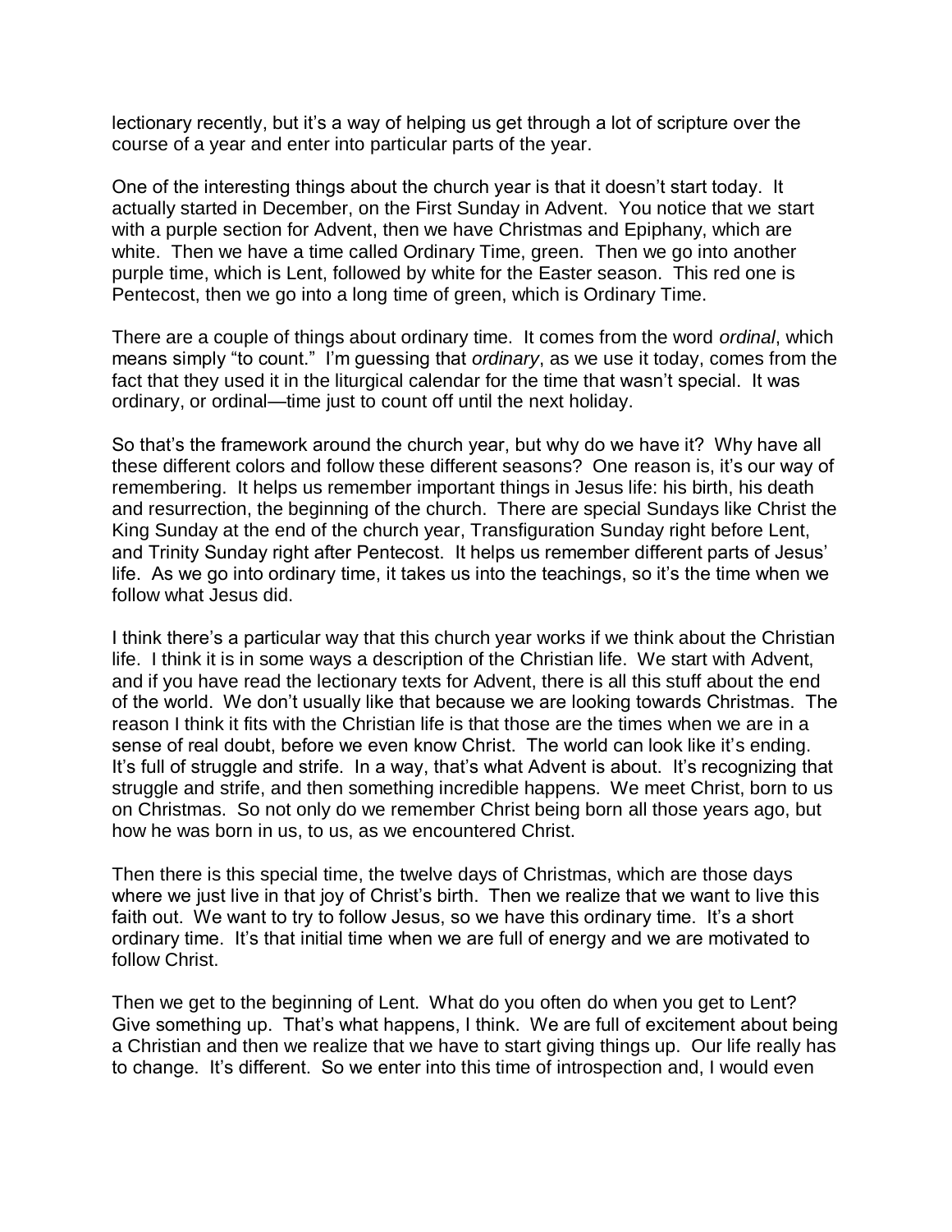lectionary recently, but it's a way of helping us get through a lot of scripture over the course of a year and enter into particular parts of the year.

One of the interesting things about the church year is that it doesn't start today. It actually started in December, on the First Sunday in Advent. You notice that we start with a purple section for Advent, then we have Christmas and Epiphany, which are white. Then we have a time called Ordinary Time, green. Then we go into another purple time, which is Lent, followed by white for the Easter season. This red one is Pentecost, then we go into a long time of green, which is Ordinary Time.

There are a couple of things about ordinary time. It comes from the word *ordinal*, which means simply "to count." I'm guessing that *ordinary*, as we use it today, comes from the fact that they used it in the liturgical calendar for the time that wasn't special. It was ordinary, or ordinal—time just to count off until the next holiday.

So that's the framework around the church year, but why do we have it? Why have all these different colors and follow these different seasons? One reason is, it's our way of remembering. It helps us remember important things in Jesus life: his birth, his death and resurrection, the beginning of the church. There are special Sundays like Christ the King Sunday at the end of the church year, Transfiguration Sunday right before Lent, and Trinity Sunday right after Pentecost. It helps us remember different parts of Jesus' life. As we go into ordinary time, it takes us into the teachings, so it's the time when we follow what Jesus did.

I think there's a particular way that this church year works if we think about the Christian life. I think it is in some ways a description of the Christian life. We start with Advent, and if you have read the lectionary texts for Advent, there is all this stuff about the end of the world. We don't usually like that because we are looking towards Christmas. The reason I think it fits with the Christian life is that those are the times when we are in a sense of real doubt, before we even know Christ. The world can look like it's ending. It's full of struggle and strife. In a way, that's what Advent is about. It's recognizing that struggle and strife, and then something incredible happens. We meet Christ, born to us on Christmas. So not only do we remember Christ being born all those years ago, but how he was born in us, to us, as we encountered Christ.

Then there is this special time, the twelve days of Christmas, which are those days where we just live in that joy of Christ's birth. Then we realize that we want to live this faith out. We want to try to follow Jesus, so we have this ordinary time. It's a short ordinary time. It's that initial time when we are full of energy and we are motivated to follow Christ.

Then we get to the beginning of Lent. What do you often do when you get to Lent? Give something up. That's what happens, I think. We are full of excitement about being a Christian and then we realize that we have to start giving things up. Our life really has to change. It's different. So we enter into this time of introspection and, I would even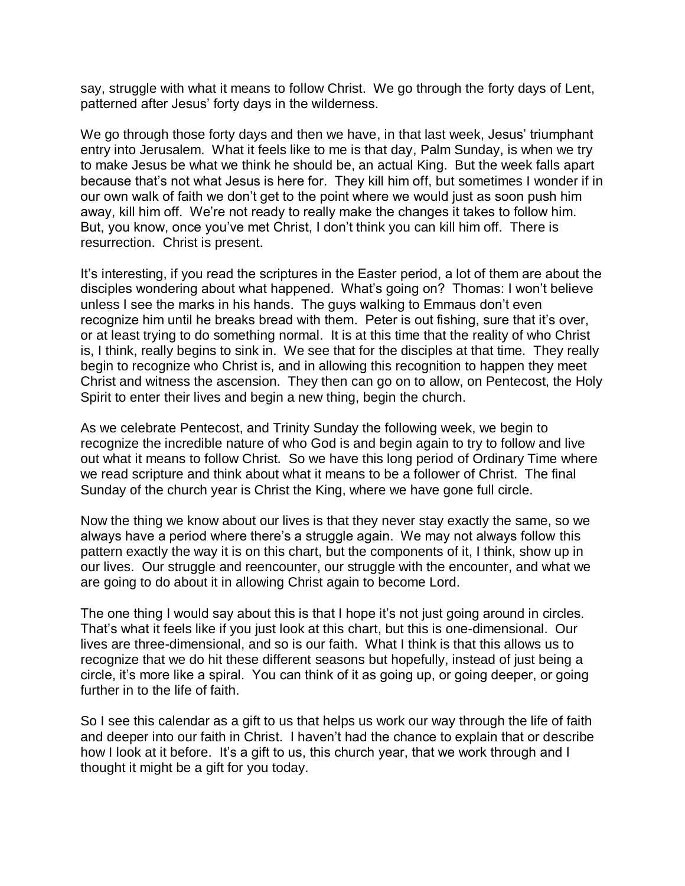say, struggle with what it means to follow Christ. We go through the forty days of Lent, patterned after Jesus' forty days in the wilderness.

We go through those forty days and then we have, in that last week, Jesus' triumphant entry into Jerusalem. What it feels like to me is that day, Palm Sunday, is when we try to make Jesus be what we think he should be, an actual King. But the week falls apart because that's not what Jesus is here for. They kill him off, but sometimes I wonder if in our own walk of faith we don't get to the point where we would just as soon push him away, kill him off. We're not ready to really make the changes it takes to follow him. But, you know, once you've met Christ, I don't think you can kill him off. There is resurrection. Christ is present.

It's interesting, if you read the scriptures in the Easter period, a lot of them are about the disciples wondering about what happened. What's going on? Thomas: I won't believe unless I see the marks in his hands. The guys walking to Emmaus don't even recognize him until he breaks bread with them. Peter is out fishing, sure that it's over, or at least trying to do something normal. It is at this time that the reality of who Christ is, I think, really begins to sink in. We see that for the disciples at that time. They really begin to recognize who Christ is, and in allowing this recognition to happen they meet Christ and witness the ascension. They then can go on to allow, on Pentecost, the Holy Spirit to enter their lives and begin a new thing, begin the church.

As we celebrate Pentecost, and Trinity Sunday the following week, we begin to recognize the incredible nature of who God is and begin again to try to follow and live out what it means to follow Christ. So we have this long period of Ordinary Time where we read scripture and think about what it means to be a follower of Christ. The final Sunday of the church year is Christ the King, where we have gone full circle.

Now the thing we know about our lives is that they never stay exactly the same, so we always have a period where there's a struggle again. We may not always follow this pattern exactly the way it is on this chart, but the components of it, I think, show up in our lives. Our struggle and reencounter, our struggle with the encounter, and what we are going to do about it in allowing Christ again to become Lord.

The one thing I would say about this is that I hope it's not just going around in circles. That's what it feels like if you just look at this chart, but this is one-dimensional. Our lives are three-dimensional, and so is our faith. What I think is that this allows us to recognize that we do hit these different seasons but hopefully, instead of just being a circle, it's more like a spiral. You can think of it as going up, or going deeper, or going further in to the life of faith.

So I see this calendar as a gift to us that helps us work our way through the life of faith and deeper into our faith in Christ. I haven't had the chance to explain that or describe how I look at it before. It's a gift to us, this church year, that we work through and I thought it might be a gift for you today.